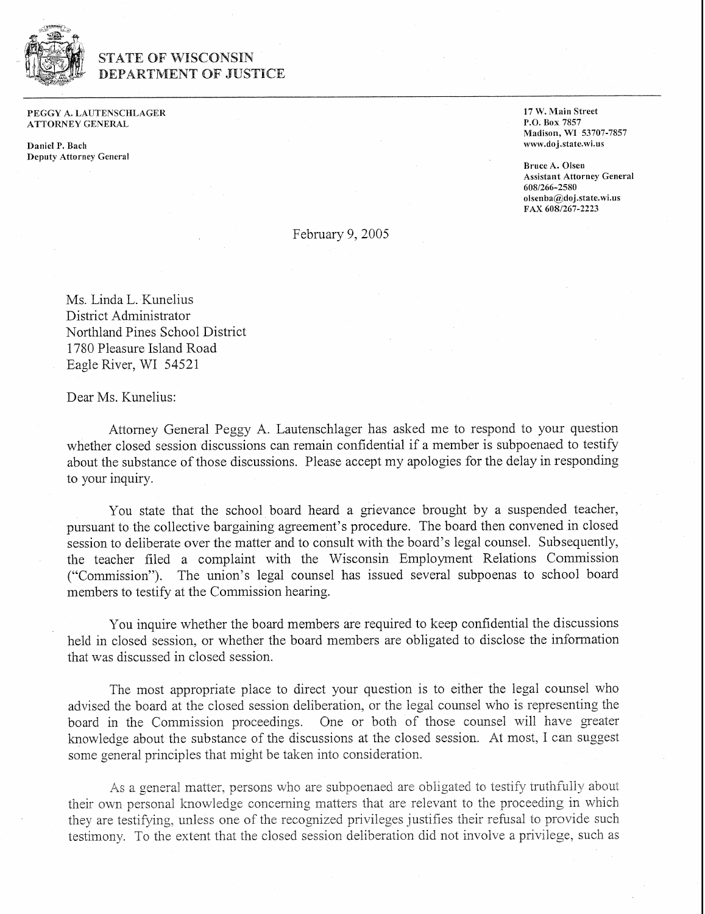# STATE OF WISCONSIN
# DEPARTMENT OF JUSTICE

**PEGGY A. LAUTENSCHLAGER**
**ATTORNEY GENERAL**

**Daniel P. Bach**
**Deputy Attorney General**

**17 W. Main Street**
**P.O. Box 7857**
**Madison, WI 53707-7857**
**www.doj.state.wi.us**

**Bruce A. Olsen**
**Assistant Attorney General**
**608/266-2580**
**olsenba@doj.state.wi.us**
**FAX 608/267-2223**

February 9, 2005

Ms. Linda L. Kunelius
District Administrator
Northland Pines School District
1780 Pleasure Island Road
Eagle River, WI 54521

Dear Ms. Kunelius:

Attorney General Peggy A. Lautenschlager has asked me to respond to your question whether closed session discussions can remain confidential if a member is subpoenaed to testify about the substance of those discussions. Please accept my apologies for the delay in responding to your inquiry.

You state that the school board heard a grievance brought by a suspended teacher, pursuant to the collective bargaining agreement's procedure. The board then convened in closed session to deliberate over the matter and to consult with the board's legal counsel. Subsequently, the teacher filed a complaint with the Wisconsin Employment Relations Commission ("Commission"). The union's legal counsel has issued several subpoenas to school board members to testify at the Commission hearing.

You inquire whether the board members are required to keep confidential the discussions held in closed session, or whether the board members are obligated to disclose the information that was discussed in closed session.

The most appropriate place to direct your question is to either the legal counsel who advised the board at the closed session deliberation, or the legal counsel who is representing the board in the Commission proceedings. One or both of those counsel will have greater knowledge about the substance of the discussions at the closed session. At most, I can suggest some general principles that might be taken into consideration.

As a general matter, persons who are subpoenaed are obligated to testify truthfully about their own personal knowledge concerning matters that are relevant to the proceeding in which they are testifying, unless one of the recognized privileges justifies their refusal to provide such testimony. To the extent that the closed session deliberation did not involve a privilege, such as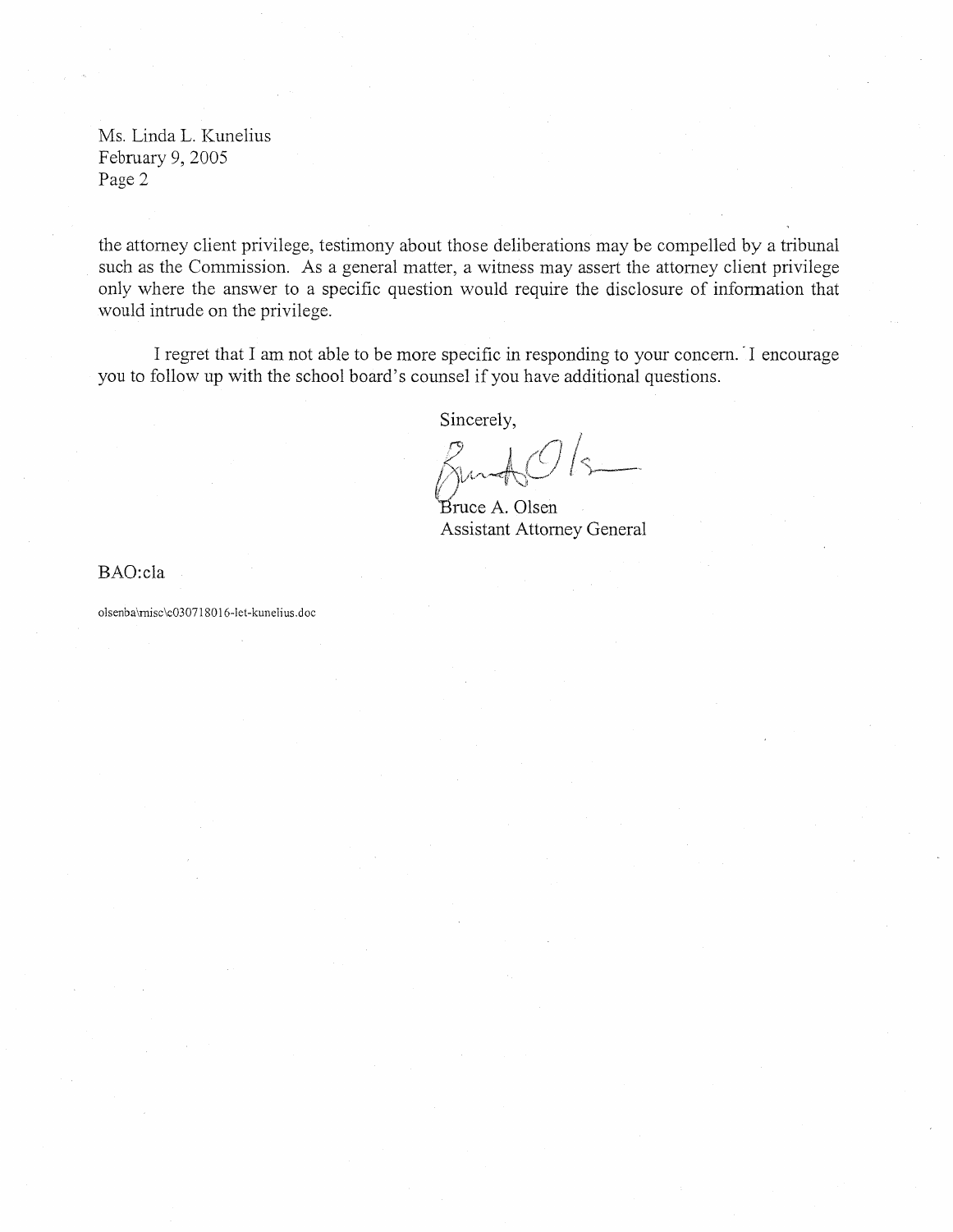Ms. Linda L. Kunelius
February 9, 2005
Page 2

the attorney client privilege, testimony about those deliberations may be compelled by a tribunal such as the Commission. As a general matter, a witness may assert the attorney client privilege only where the answer to a specific question would require the disclosure of information that would intrude on the privilege.

I regret that I am not able to be more specific in responding to your concern. I encourage you to follow up with the school board's counsel if you have additional questions.

Sincerely,

Bruce A. Olsen
Assistant Attorney General

BAO:cla

olsenba\misc\c030718016-let-kunelius.doc